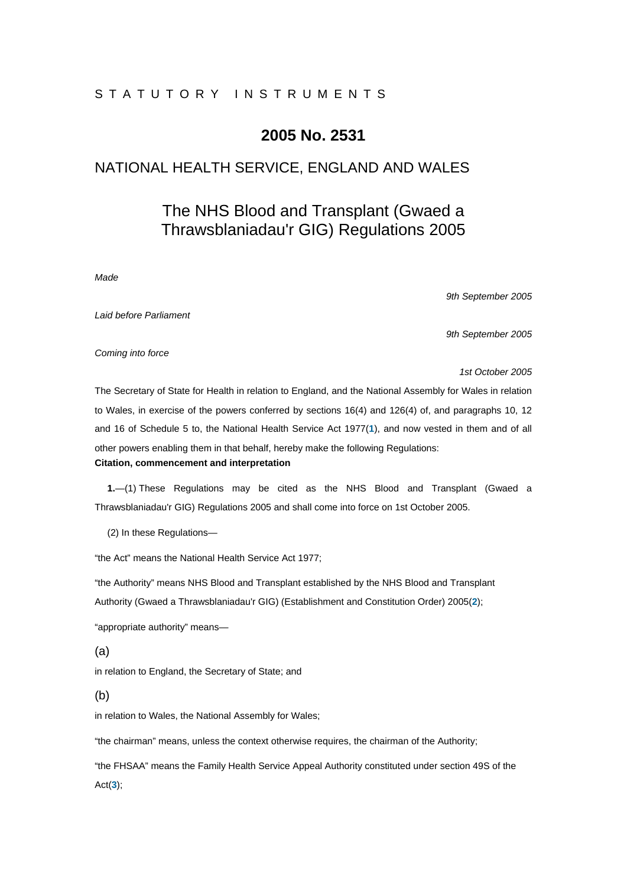S T A T U T O R Y   I N S T R U M E N T S

# 2005 No. 2531

## NATIONAL HEALTH SERVICE, ENGLAND AND WALES

## The NHS Blood and Transplant (Gwaed a Thrawsblaniadau'r GIG) Regulations 2005

*Made* — *9th September 2005*

*Laid before Parliament* — *9th September 2005*

*Coming into force* — *1st October 2005*

The Secretary of State for Health in relation to England, and the National Assembly for Wales in relation to Wales, in exercise of the powers conferred by sections 16(4) and 126(4) of, and paragraphs 10, 12 and 16 of Schedule 5 to, the National Health Service Act 1977(1), and now vested in them and of all other powers enabling them in that behalf, hereby make the following Regulations:

**Citation, commencement and interpretation**

**1.**—(1) These Regulations may be cited as the NHS Blood and Transplant (Gwaed a Thrawsblaniadau'r GIG) Regulations 2005 and shall come into force on 1st October 2005.

(2) In these Regulations—

"the Act" means the National Health Service Act 1977;

"the Authority" means NHS Blood and Transplant established by the NHS Blood and Transplant Authority (Gwaed a Thrawsblaniadau'r GIG) (Establishment and Constitution Order) 2005(2);

"appropriate authority" means—

(a)

in relation to England, the Secretary of State; and

(b)

in relation to Wales, the National Assembly for Wales;

"the chairman" means, unless the context otherwise requires, the chairman of the Authority;

"the FHSAA" means the Family Health Service Appeal Authority constituted under section 49S of the Act(3);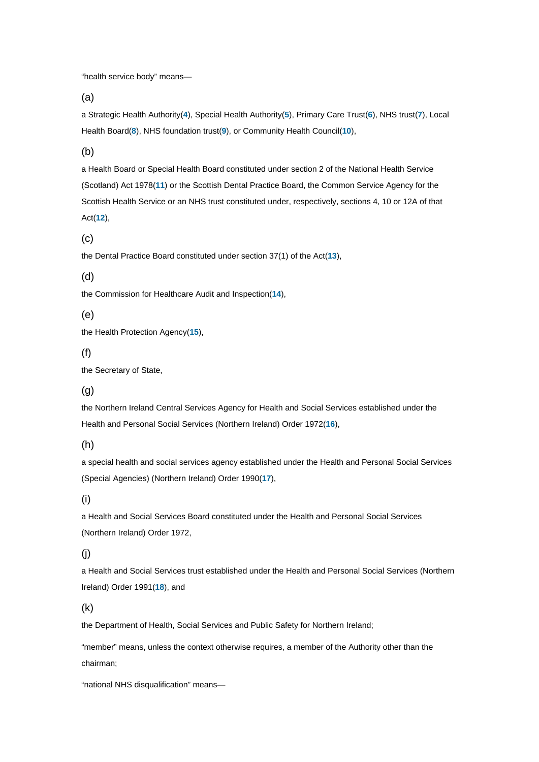“health service body” means—

(a)

a Strategic Health Authority([4]), Special Health Authority([5]), Primary Care Trust([6]), NHS trust([7]), Local Health Board([8]), NHS foundation trust([9]), or Community Health Council([10]),

(b)

a Health Board or Special Health Board constituted under section 2 of the National Health Service (Scotland) Act 1978([11]) or the Scottish Dental Practice Board, the Common Service Agency for the Scottish Health Service or an NHS trust constituted under, respectively, sections 4, 10 or 12A of that Act([12]),

(c)

the Dental Practice Board constituted under section 37(1) of the Act([13]),

(d)

the Commission for Healthcare Audit and Inspection([14]),

(e)

the Health Protection Agency([15]),

(f)

the Secretary of State,

(g)

the Northern Ireland Central Services Agency for Health and Social Services established under the Health and Personal Social Services (Northern Ireland) Order 1972([16]),

(h)

a special health and social services agency established under the Health and Personal Social Services (Special Agencies) (Northern Ireland) Order 1990([17]),

(i)

a Health and Social Services Board constituted under the Health and Personal Social Services (Northern Ireland) Order 1972,

(j)

a Health and Social Services trust established under the Health and Personal Social Services (Northern Ireland) Order 1991([18]), and

(k)

the Department of Health, Social Services and Public Safety for Northern Ireland;

“member” means, unless the context otherwise requires, a member of the Authority other than the chairman;

“national NHS disqualification” means—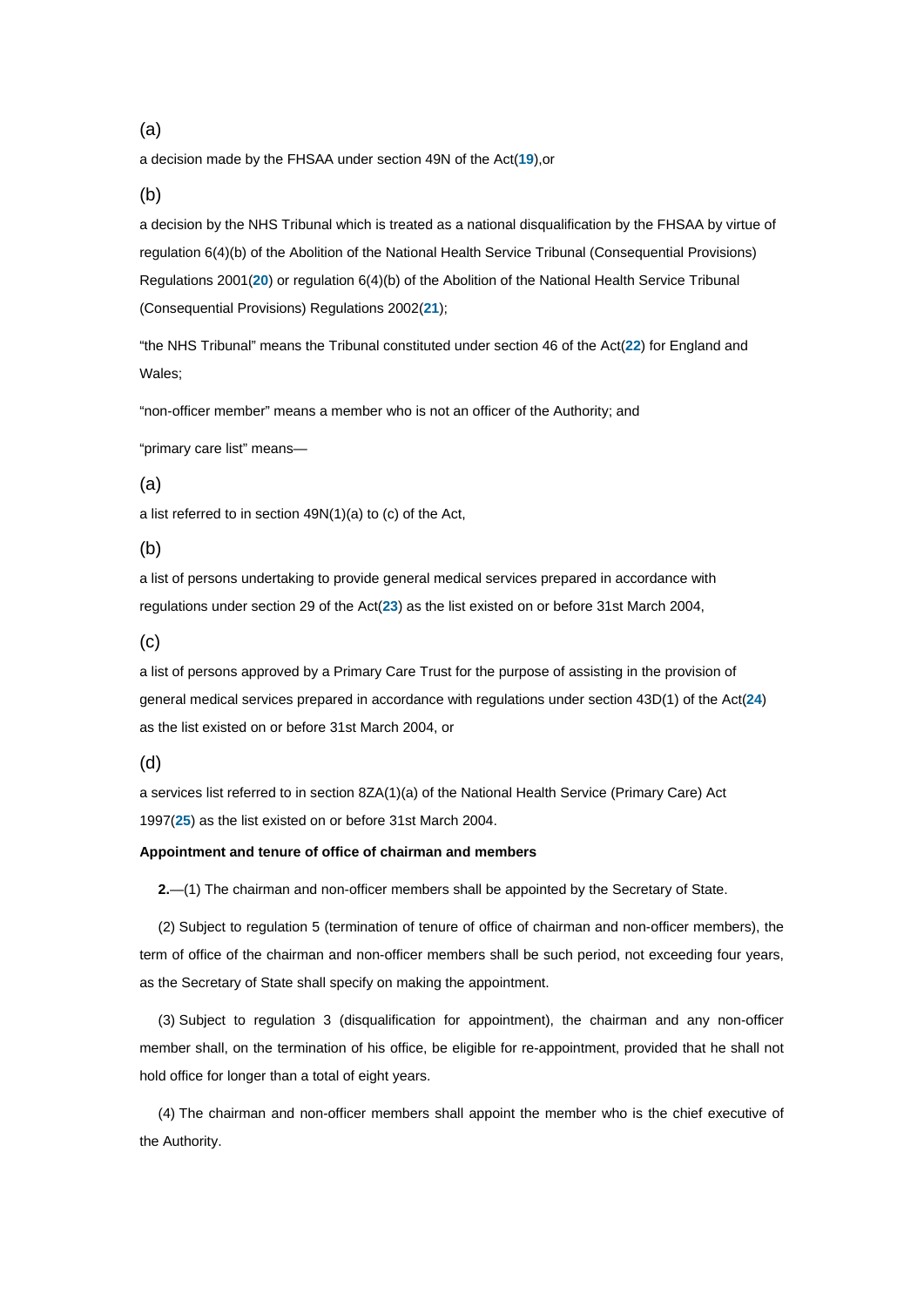(a)

a decision made by the FHSAA under section 49N of the Act([19]),or

(b)

a decision by the NHS Tribunal which is treated as a national disqualification by the FHSAA by virtue of regulation 6(4)(b) of the Abolition of the National Health Service Tribunal (Consequential Provisions) Regulations 2001([20]) or regulation 6(4)(b) of the Abolition of the National Health Service Tribunal (Consequential Provisions) Regulations 2002([21]);

"the NHS Tribunal" means the Tribunal constituted under section 46 of the Act([22]) for England and Wales;

"non-officer member" means a member who is not an officer of the Authority; and

"primary care list" means—

(a)

a list referred to in section 49N(1)(a) to (c) of the Act,

(b)

a list of persons undertaking to provide general medical services prepared in accordance with regulations under section 29 of the Act([23]) as the list existed on or before 31st March 2004,

(c)

a list of persons approved by a Primary Care Trust for the purpose of assisting in the provision of general medical services prepared in accordance with regulations under section 43D(1) of the Act([24]) as the list existed on or before 31st March 2004, or

(d)

a services list referred to in section 8ZA(1)(a) of the National Health Service (Primary Care) Act 1997([25]) as the list existed on or before 31st March 2004.

**Appointment and tenure of office of chairman and members**

**2.**—(1) The chairman and non-officer members shall be appointed by the Secretary of State.

(2) Subject to regulation 5 (termination of tenure of office of chairman and non-officer members), the term of office of the chairman and non-officer members shall be such period, not exceeding four years, as the Secretary of State shall specify on making the appointment.

(3) Subject to regulation 3 (disqualification for appointment), the chairman and any non-officer member shall, on the termination of his office, be eligible for re-appointment, provided that he shall not hold office for longer than a total of eight years.

(4) The chairman and non-officer members shall appoint the member who is the chief executive of the Authority.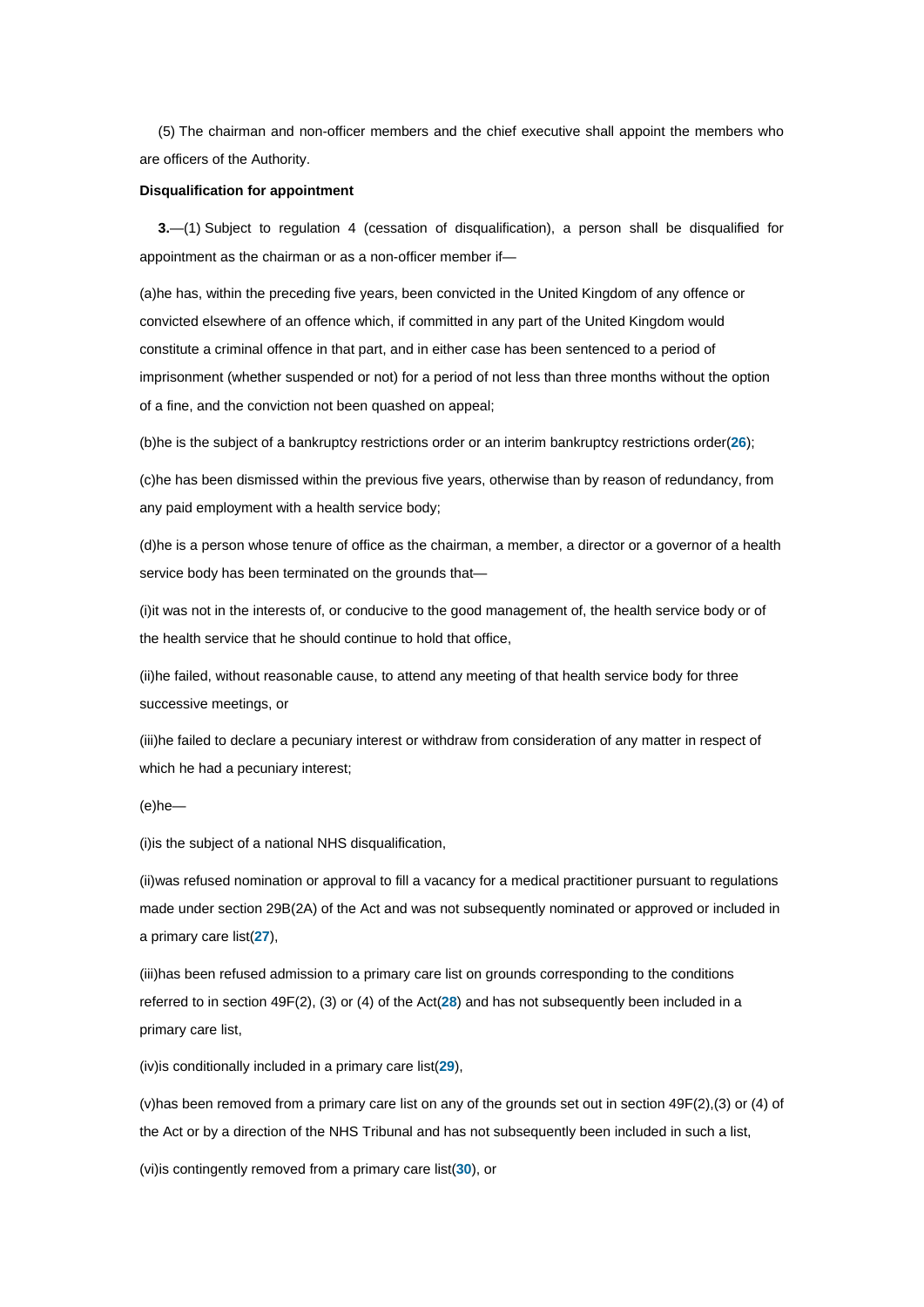(5) The chairman and non-officer members and the chief executive shall appoint the members who are officers of the Authority.

**Disqualification for appointment**

**3.**—(1) Subject to regulation 4 (cessation of disqualification), a person shall be disqualified for appointment as the chairman or as a non-officer member if—

(a)he has, within the preceding five years, been convicted in the United Kingdom of any offence or convicted elsewhere of an offence which, if committed in any part of the United Kingdom would constitute a criminal offence in that part, and in either case has been sentenced to a period of imprisonment (whether suspended or not) for a period of not less than three months without the option of a fine, and the conviction not been quashed on appeal;

(b)he is the subject of a bankruptcy restrictions order or an interim bankruptcy restrictions order([26]);

(c)he has been dismissed within the previous five years, otherwise than by reason of redundancy, from any paid employment with a health service body;

(d)he is a person whose tenure of office as the chairman, a member, a director or a governor of a health service body has been terminated on the grounds that—

(i)it was not in the interests of, or conducive to the good management of, the health service body or of the health service that he should continue to hold that office,

(ii)he failed, without reasonable cause, to attend any meeting of that health service body for three successive meetings, or

(iii)he failed to declare a pecuniary interest or withdraw from consideration of any matter in respect of which he had a pecuniary interest;

(e)he—

(i)is the subject of a national NHS disqualification,

(ii)was refused nomination or approval to fill a vacancy for a medical practitioner pursuant to regulations made under section 29B(2A) of the Act and was not subsequently nominated or approved or included in a primary care list([27]),

(iii)has been refused admission to a primary care list on grounds corresponding to the conditions referred to in section 49F(2), (3) or (4) of the Act([28]) and has not subsequently been included in a primary care list,

(iv)is conditionally included in a primary care list([29]),

(v)has been removed from a primary care list on any of the grounds set out in section 49F(2),(3) or (4) of the Act or by a direction of the NHS Tribunal and has not subsequently been included in such a list,

(vi)is contingently removed from a primary care list([30]), or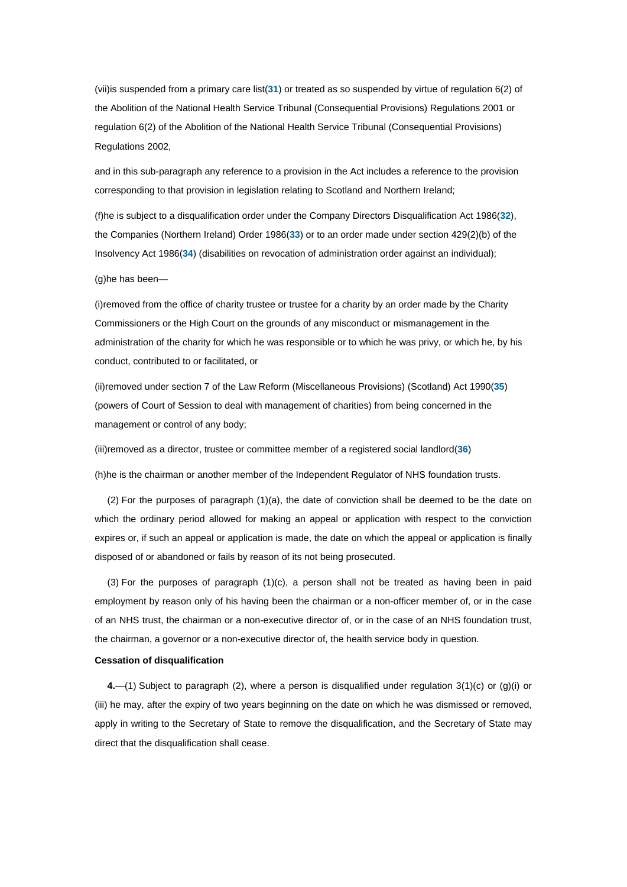(vii)is suspended from a primary care list([31]) or treated as so suspended by virtue of regulation 6(2) of the Abolition of the National Health Service Tribunal (Consequential Provisions) Regulations 2001 or regulation 6(2) of the Abolition of the National Health Service Tribunal (Consequential Provisions) Regulations 2002,

and in this sub-paragraph any reference to a provision in the Act includes a reference to the provision corresponding to that provision in legislation relating to Scotland and Northern Ireland;

(f)he is subject to a disqualification order under the Company Directors Disqualification Act 1986([32]), the Companies (Northern Ireland) Order 1986([33]) or to an order made under section 429(2)(b) of the Insolvency Act 1986([34]) (disabilities on revocation of administration order against an individual);

(g)he has been—

(i)removed from the office of charity trustee or trustee for a charity by an order made by the Charity Commissioners or the High Court on the grounds of any misconduct or mismanagement in the administration of the charity for which he was responsible or to which he was privy, or which he, by his conduct, contributed to or facilitated, or

(ii)removed under section 7 of the Law Reform (Miscellaneous Provisions) (Scotland) Act 1990([35]) (powers of Court of Session to deal with management of charities) from being concerned in the management or control of any body;

(iii)removed as a director, trustee or committee member of a registered social landlord([36])

(h)he is the chairman or another member of the Independent Regulator of NHS foundation trusts.

(2) For the purposes of paragraph (1)(a), the date of conviction shall be deemed to be the date on which the ordinary period allowed for making an appeal or application with respect to the conviction expires or, if such an appeal or application is made, the date on which the appeal or application is finally disposed of or abandoned or fails by reason of its not being prosecuted.

(3) For the purposes of paragraph (1)(c), a person shall not be treated as having been in paid employment by reason only of his having been the chairman or a non-officer member of, or in the case of an NHS trust, the chairman or a non-executive director of, or in the case of an NHS foundation trust, the chairman, a governor or a non-executive director of, the health service body in question.

**Cessation of disqualification**

**4.**—(1) Subject to paragraph (2), where a person is disqualified under regulation 3(1)(c) or (g)(i) or (iii) he may, after the expiry of two years beginning on the date on which he was dismissed or removed, apply in writing to the Secretary of State to remove the disqualification, and the Secretary of State may direct that the disqualification shall cease.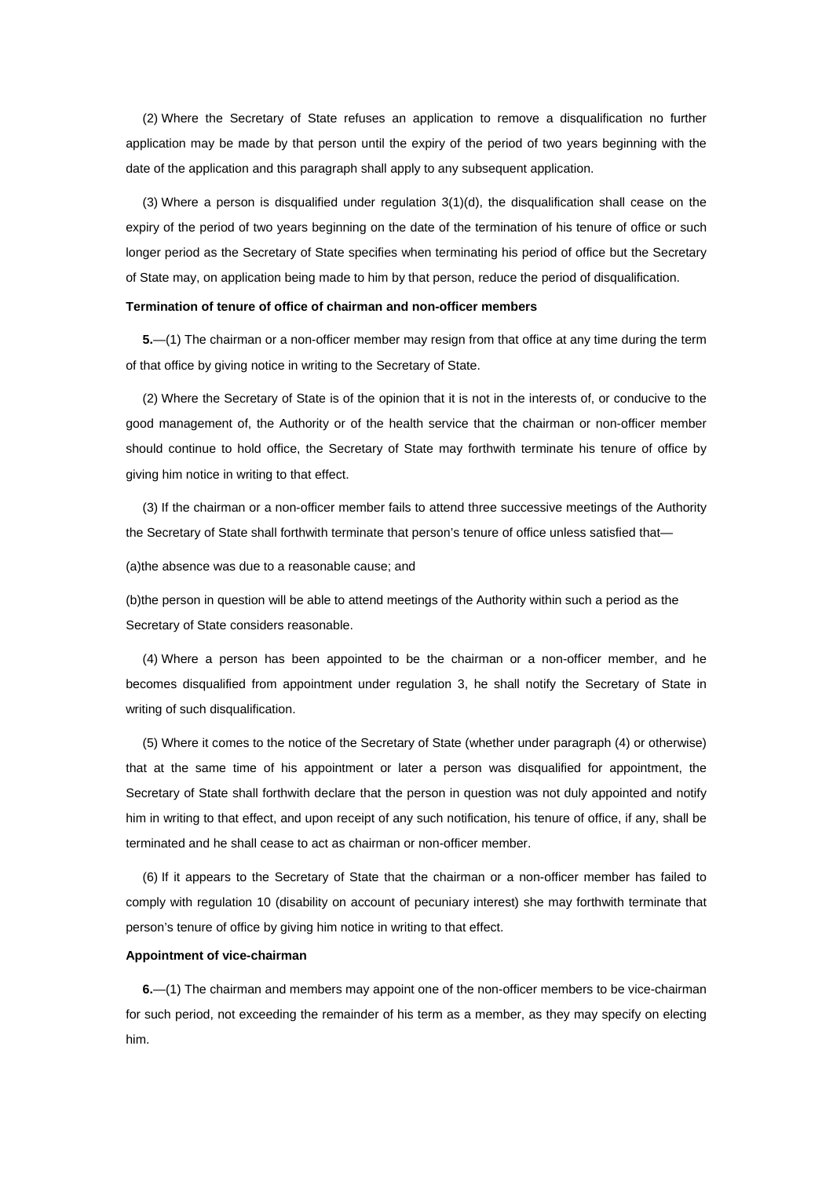(2) Where the Secretary of State refuses an application to remove a disqualification no further application may be made by that person until the expiry of the period of two years beginning with the date of the application and this paragraph shall apply to any subsequent application.

(3) Where a person is disqualified under regulation 3(1)(d), the disqualification shall cease on the expiry of the period of two years beginning on the date of the termination of his tenure of office or such longer period as the Secretary of State specifies when terminating his period of office but the Secretary of State may, on application being made to him by that person, reduce the period of disqualification.

**Termination of tenure of office of chairman and non-officer members**

**5.**—(1) The chairman or a non-officer member may resign from that office at any time during the term of that office by giving notice in writing to the Secretary of State.

(2) Where the Secretary of State is of the opinion that it is not in the interests of, or conducive to the good management of, the Authority or of the health service that the chairman or non-officer member should continue to hold office, the Secretary of State may forthwith terminate his tenure of office by giving him notice in writing to that effect.

(3) If the chairman or a non-officer member fails to attend three successive meetings of the Authority the Secretary of State shall forthwith terminate that person's tenure of office unless satisfied that—

(a)the absence was due to a reasonable cause; and

(b)the person in question will be able to attend meetings of the Authority within such a period as the Secretary of State considers reasonable.

(4) Where a person has been appointed to be the chairman or a non-officer member, and he becomes disqualified from appointment under regulation 3, he shall notify the Secretary of State in writing of such disqualification.

(5) Where it comes to the notice of the Secretary of State (whether under paragraph (4) or otherwise) that at the same time of his appointment or later a person was disqualified for appointment, the Secretary of State shall forthwith declare that the person in question was not duly appointed and notify him in writing to that effect, and upon receipt of any such notification, his tenure of office, if any, shall be terminated and he shall cease to act as chairman or non-officer member.

(6) If it appears to the Secretary of State that the chairman or a non-officer member has failed to comply with regulation 10 (disability on account of pecuniary interest) she may forthwith terminate that person's tenure of office by giving him notice in writing to that effect.

**Appointment of vice-chairman**

**6.**—(1) The chairman and members may appoint one of the non-officer members to be vice-chairman for such period, not exceeding the remainder of his term as a member, as they may specify on electing him.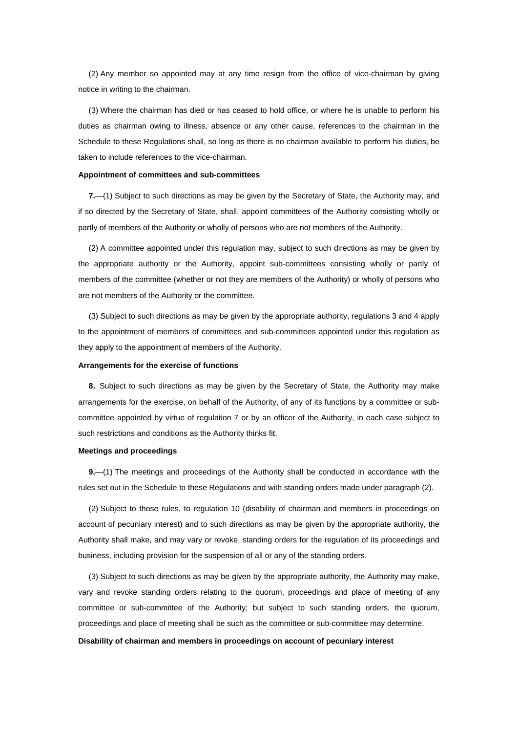(2) Any member so appointed may at any time resign from the office of vice-chairman by giving notice in writing to the chairman.

(3) Where the chairman has died or has ceased to hold office, or where he is unable to perform his duties as chairman owing to illness, absence or any other cause, references to the chairman in the Schedule to these Regulations shall, so long as there is no chairman available to perform his duties, be taken to include references to the vice-chairman.

**Appointment of committees and sub-committees**

**7.**—(1) Subject to such directions as may be given by the Secretary of State, the Authority may, and if so directed by the Secretary of State, shall, appoint committees of the Authority consisting wholly or partly of members of the Authority or wholly of persons who are not members of the Authority.

(2) A committee appointed under this regulation may, subject to such directions as may be given by the appropriate authority or the Authority, appoint sub-committees consisting wholly or partly of members of the committee (whether or not they are members of the Authority) or wholly of persons who are not members of the Authority or the committee.

(3) Subject to such directions as may be given by the appropriate authority, regulations 3 and 4 apply to the appointment of members of committees and sub-committees appointed under this regulation as they apply to the appointment of members of the Authority.

**Arrangements for the exercise of functions**

**8.** Subject to such directions as may be given by the Secretary of State, the Authority may make arrangements for the exercise, on behalf of the Authority, of any of its functions by a committee or sub-committee appointed by virtue of regulation 7 or by an officer of the Authority, in each case subject to such restrictions and conditions as the Authority thinks fit.

**Meetings and proceedings**

**9.**—(1) The meetings and proceedings of the Authority shall be conducted in accordance with the rules set out in the Schedule to these Regulations and with standing orders made under paragraph (2).

(2) Subject to those rules, to regulation 10 (disability of chairman and members in proceedings on account of pecuniary interest) and to such directions as may be given by the appropriate authority, the Authority shall make, and may vary or revoke, standing orders for the regulation of its proceedings and business, including provision for the suspension of all or any of the standing orders.

(3) Subject to such directions as may be given by the appropriate authority, the Authority may make, vary and revoke standing orders relating to the quorum, proceedings and place of meeting of any committee or sub-committee of the Authority; but subject to such standing orders, the quorum, proceedings and place of meeting shall be such as the committee or sub-committee may determine.

**Disability of chairman and members in proceedings on account of pecuniary interest**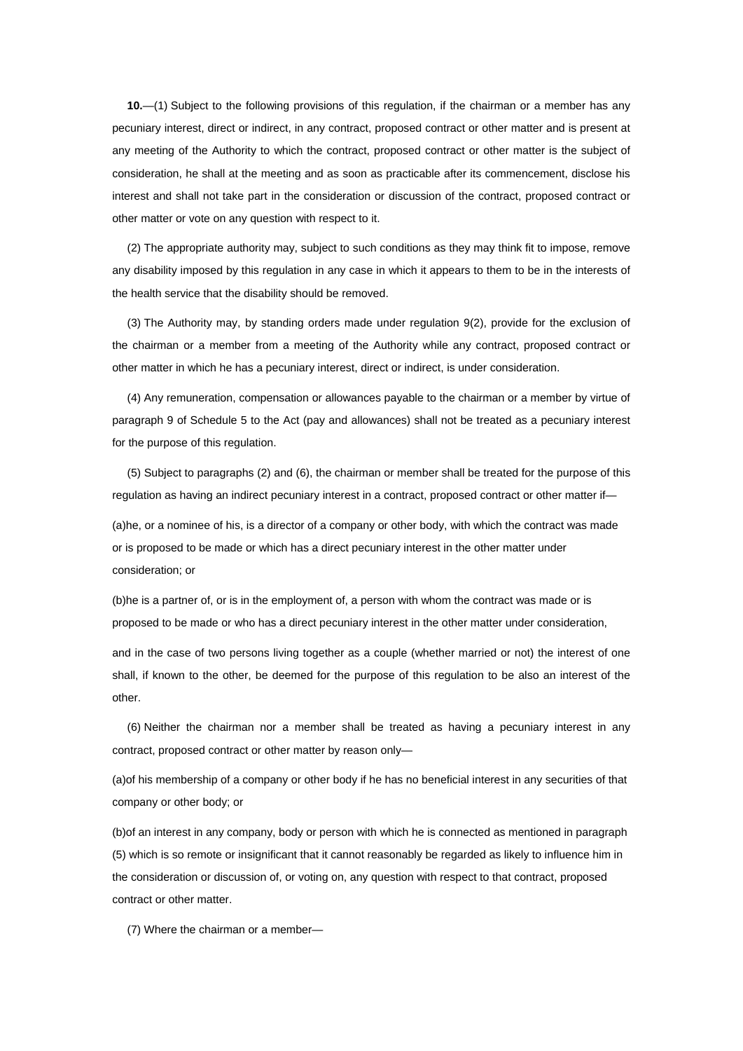**10.**—(1) Subject to the following provisions of this regulation, if the chairman or a member has any pecuniary interest, direct or indirect, in any contract, proposed contract or other matter and is present at any meeting of the Authority to which the contract, proposed contract or other matter is the subject of consideration, he shall at the meeting and as soon as practicable after its commencement, disclose his interest and shall not take part in the consideration or discussion of the contract, proposed contract or other matter or vote on any question with respect to it.

(2) The appropriate authority may, subject to such conditions as they may think fit to impose, remove any disability imposed by this regulation in any case in which it appears to them to be in the interests of the health service that the disability should be removed.

(3) The Authority may, by standing orders made under regulation 9(2), provide for the exclusion of the chairman or a member from a meeting of the Authority while any contract, proposed contract or other matter in which he has a pecuniary interest, direct or indirect, is under consideration.

(4) Any remuneration, compensation or allowances payable to the chairman or a member by virtue of paragraph 9 of Schedule 5 to the Act (pay and allowances) shall not be treated as a pecuniary interest for the purpose of this regulation.

(5) Subject to paragraphs (2) and (6), the chairman or member shall be treated for the purpose of this regulation as having an indirect pecuniary interest in a contract, proposed contract or other matter if—

(a)he, or a nominee of his, is a director of a company or other body, with which the contract was made or is proposed to be made or which has a direct pecuniary interest in the other matter under consideration; or

(b)he is a partner of, or is in the employment of, a person with whom the contract was made or is proposed to be made or who has a direct pecuniary interest in the other matter under consideration,

and in the case of two persons living together as a couple (whether married or not) the interest of one shall, if known to the other, be deemed for the purpose of this regulation to be also an interest of the other.

(6) Neither the chairman nor a member shall be treated as having a pecuniary interest in any contract, proposed contract or other matter by reason only—

(a)of his membership of a company or other body if he has no beneficial interest in any securities of that company or other body; or

(b)of an interest in any company, body or person with which he is connected as mentioned in paragraph (5) which is so remote or insignificant that it cannot reasonably be regarded as likely to influence him in the consideration or discussion of, or voting on, any question with respect to that contract, proposed contract or other matter.

(7) Where the chairman or a member—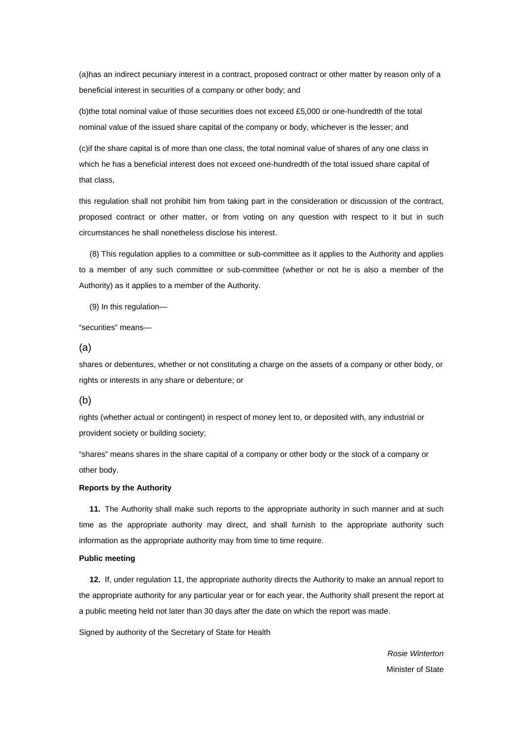(a)has an indirect pecuniary interest in a contract, proposed contract or other matter by reason only of a beneficial interest in securities of a company or other body; and

(b)the total nominal value of those securities does not exceed £5,000 or one-hundredth of the total nominal value of the issued share capital of the company or body, whichever is the lesser; and

(c)if the share capital is of more than one class, the total nominal value of shares of any one class in which he has a beneficial interest does not exceed one-hundredth of the total issued share capital of that class,

this regulation shall not prohibit him from taking part in the consideration or discussion of the contract, proposed contract or other matter, or from voting on any question with respect to it but in such circumstances he shall nonetheless disclose his interest.

(8) This regulation applies to a committee or sub-committee as it applies to the Authority and applies to a member of any such committee or sub-committee (whether or not he is also a member of the Authority) as it applies to a member of the Authority.

(9) In this regulation—

"securities" means—

(a)

shares or debentures, whether or not constituting a charge on the assets of a company or other body, or rights or interests in any share or debenture; or

(b)

rights (whether actual or contingent) in respect of money lent to, or deposited with, any industrial or provident society or building society;

"shares" means shares in the share capital of a company or other body or the stock of a company or other body.

**Reports by the Authority**

**11.** The Authority shall make such reports to the appropriate authority in such manner and at such time as the appropriate authority may direct, and shall furnish to the appropriate authority such information as the appropriate authority may from time to time require.

**Public meeting**

**12.** If, under regulation 11, the appropriate authority directs the Authority to make an annual report to the appropriate authority for any particular year or for each year, the Authority shall present the report at a public meeting held not later than 30 days after the date on which the report was made.

Signed by authority of the Secretary of State for Health

*Rosie Winterton*

Minister of State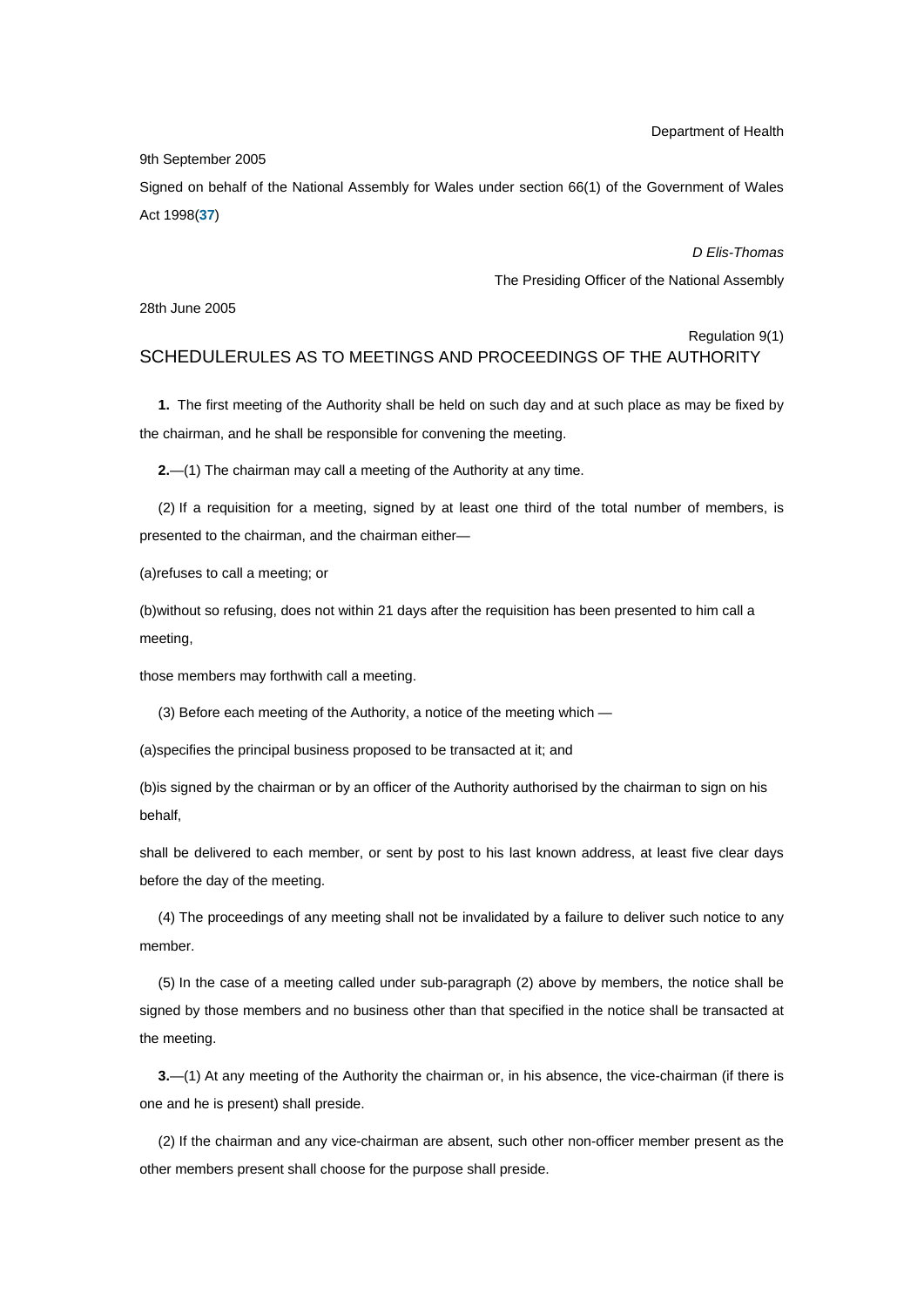Department of Health

9th September 2005

Signed on behalf of the National Assembly for Wales under section 66(1) of the Government of Wales Act 1998([37])

*D Elis-Thomas*

The Presiding Officer of the National Assembly

28th June 2005

Regulation 9(1)

## SCHEDULE RULES AS TO MEETINGS AND PROCEEDINGS OF THE AUTHORITY

**1.** The first meeting of the Authority shall be held on such day and at such place as may be fixed by the chairman, and he shall be responsible for convening the meeting.

**2.**—(1) The chairman may call a meeting of the Authority at any time.

(2) If a requisition for a meeting, signed by at least one third of the total number of members, is presented to the chairman, and the chairman either—

(a) refuses to call a meeting; or

(b) without so refusing, does not within 21 days after the requisition has been presented to him call a meeting,

those members may forthwith call a meeting.

(3) Before each meeting of the Authority, a notice of the meeting which —

(a) specifies the principal business proposed to be transacted at it; and

(b) is signed by the chairman or by an officer of the Authority authorised by the chairman to sign on his behalf,

shall be delivered to each member, or sent by post to his last known address, at least five clear days before the day of the meeting.

(4) The proceedings of any meeting shall not be invalidated by a failure to deliver such notice to any member.

(5) In the case of a meeting called under sub-paragraph (2) above by members, the notice shall be signed by those members and no business other than that specified in the notice shall be transacted at the meeting.

**3.**—(1) At any meeting of the Authority the chairman or, in his absence, the vice-chairman (if there is one and he is present) shall preside.

(2) If the chairman and any vice-chairman are absent, such other non-officer member present as the other members present shall choose for the purpose shall preside.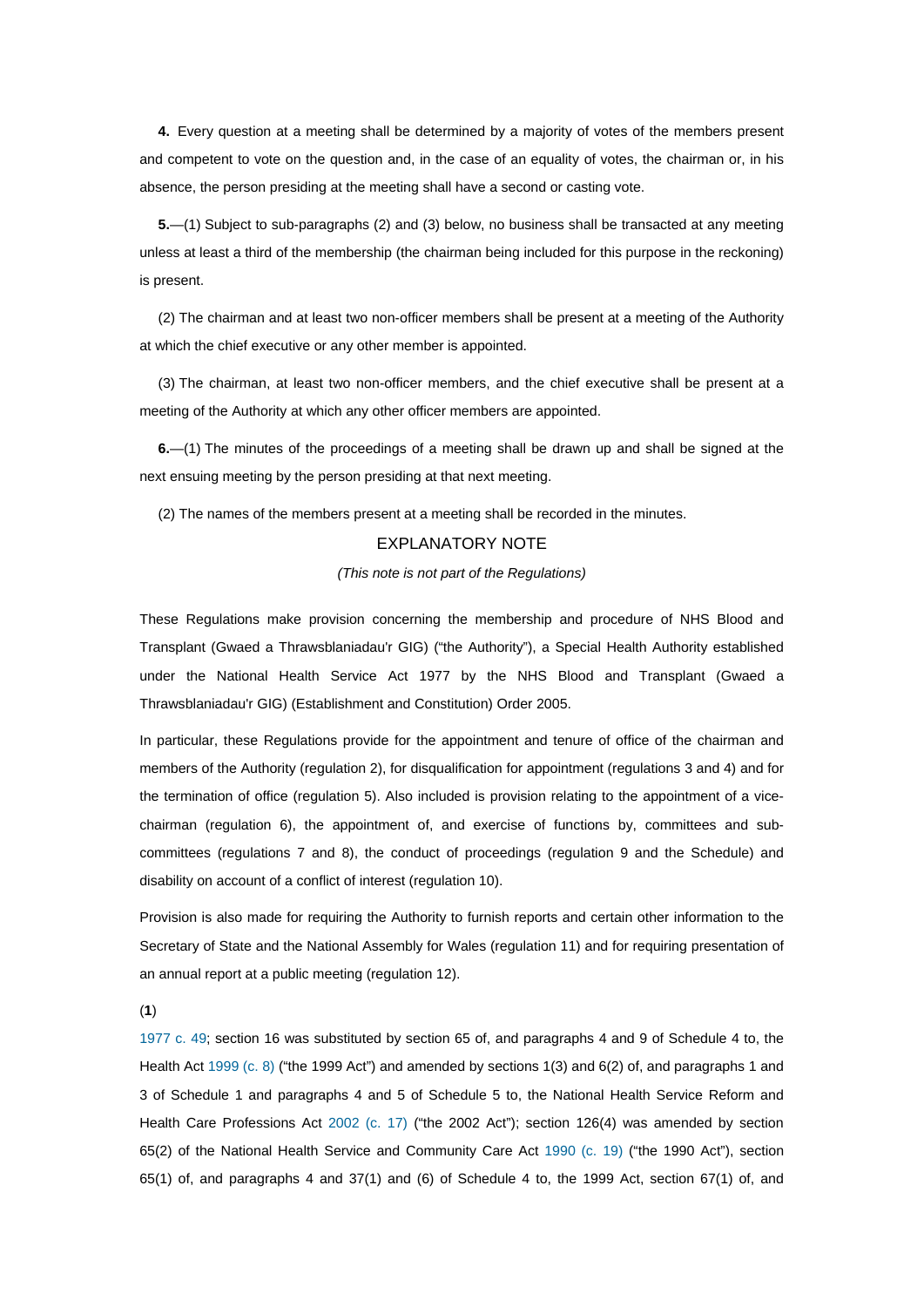**4.** Every question at a meeting shall be determined by a majority of votes of the members present and competent to vote on the question and, in the case of an equality of votes, the chairman or, in his absence, the person presiding at the meeting shall have a second or casting vote.

**5.**—(1) Subject to sub-paragraphs (2) and (3) below, no business shall be transacted at any meeting unless at least a third of the membership (the chairman being included for this purpose in the reckoning) is present.

(2) The chairman and at least two non-officer members shall be present at a meeting of the Authority at which the chief executive or any other member is appointed.

(3) The chairman, at least two non-officer members, and the chief executive shall be present at a meeting of the Authority at which any other officer members are appointed.

**6.**—(1) The minutes of the proceedings of a meeting shall be drawn up and shall be signed at the next ensuing meeting by the person presiding at that next meeting.

(2) The names of the members present at a meeting shall be recorded in the minutes.

## EXPLANATORY NOTE

*(This note is not part of the Regulations)*

These Regulations make provision concerning the membership and procedure of NHS Blood and Transplant (Gwaed a Thrawsblaniadau'r GIG) ("the Authority"), a Special Health Authority established under the National Health Service Act 1977 by the NHS Blood and Transplant (Gwaed a Thrawsblaniadau'r GIG) (Establishment and Constitution) Order 2005.

In particular, these Regulations provide for the appointment and tenure of office of the chairman and members of the Authority (regulation 2), for disqualification for appointment (regulations 3 and 4) and for the termination of office (regulation 5). Also included is provision relating to the appointment of a vice-chairman (regulation 6), the appointment of, and exercise of functions by, committees and sub-committees (regulations 7 and 8), the conduct of proceedings (regulation 9 and the Schedule) and disability on account of a conflict of interest (regulation 10).

Provision is also made for requiring the Authority to furnish reports and certain other information to the Secretary of State and the National Assembly for Wales (regulation 11) and for requiring presentation of an annual report at a public meeting (regulation 12).

(**1**)

1977 c. 49; section 16 was substituted by section 65 of, and paragraphs 4 and 9 of Schedule 4 to, the Health Act 1999 (c. 8) ("the 1999 Act") and amended by sections 1(3) and 6(2) of, and paragraphs 1 and 3 of Schedule 1 and paragraphs 4 and 5 of Schedule 5 to, the National Health Service Reform and Health Care Professions Act 2002 (c. 17) ("the 2002 Act"); section 126(4) was amended by section 65(2) of the National Health Service and Community Care Act 1990 (c. 19) ("the 1990 Act"), section 65(1) of, and paragraphs 4 and 37(1) and (6) of Schedule 4 to, the 1999 Act, section 67(1) of, and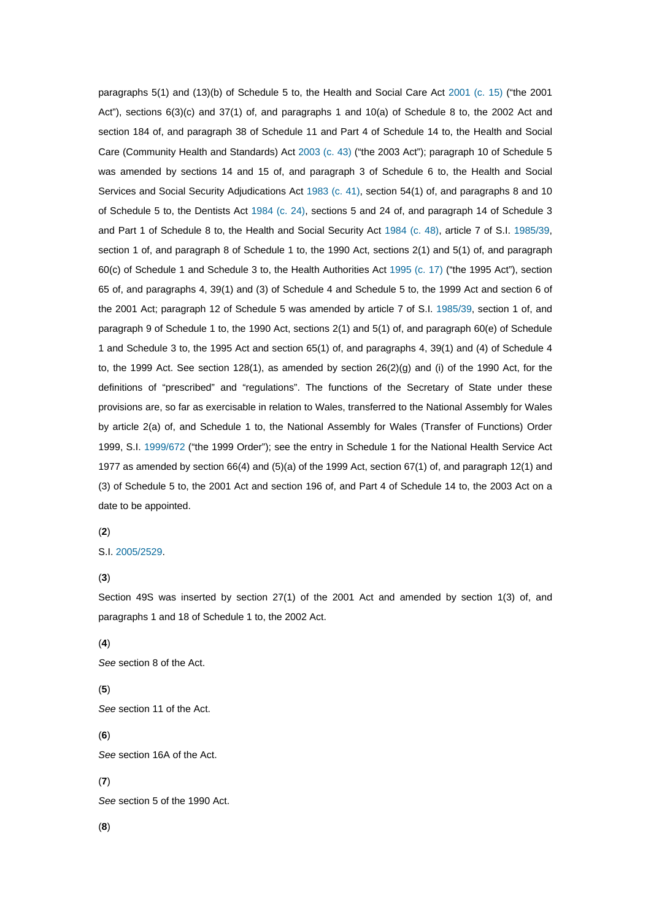paragraphs 5(1) and (13)(b) of Schedule 5 to, the Health and Social Care Act 2001 (c. 15) ("the 2001 Act"), sections 6(3)(c) and 37(1) of, and paragraphs 1 and 10(a) of Schedule 8 to, the 2002 Act and section 184 of, and paragraph 38 of Schedule 11 and Part 4 of Schedule 14 to, the Health and Social Care (Community Health and Standards) Act 2003 (c. 43) ("the 2003 Act"); paragraph 10 of Schedule 5 was amended by sections 14 and 15 of, and paragraph 3 of Schedule 6 to, the Health and Social Services and Social Security Adjudications Act 1983 (c. 41), section 54(1) of, and paragraphs 8 and 10 of Schedule 5 to, the Dentists Act 1984 (c. 24), sections 5 and 24 of, and paragraph 14 of Schedule 3 and Part 1 of Schedule 8 to, the Health and Social Security Act 1984 (c. 48), article 7 of S.I. 1985/39, section 1 of, and paragraph 8 of Schedule 1 to, the 1990 Act, sections 2(1) and 5(1) of, and paragraph 60(c) of Schedule 1 and Schedule 3 to, the Health Authorities Act 1995 (c. 17) ("the 1995 Act"), section 65 of, and paragraphs 4, 39(1) and (3) of Schedule 4 and Schedule 5 to, the 1999 Act and section 6 of the 2001 Act; paragraph 12 of Schedule 5 was amended by article 7 of S.I. 1985/39, section 1 of, and paragraph 9 of Schedule 1 to, the 1990 Act, sections 2(1) and 5(1) of, and paragraph 60(e) of Schedule 1 and Schedule 3 to, the 1995 Act and section 65(1) of, and paragraphs 4, 39(1) and (4) of Schedule 4 to, the 1999 Act. See section 128(1), as amended by section 26(2)(g) and (i) of the 1990 Act, for the definitions of "prescribed" and "regulations". The functions of the Secretary of State under these provisions are, so far as exercisable in relation to Wales, transferred to the National Assembly for Wales by article 2(a) of, and Schedule 1 to, the National Assembly for Wales (Transfer of Functions) Order 1999, S.I. 1999/672 ("the 1999 Order"); see the entry in Schedule 1 for the National Health Service Act 1977 as amended by section 66(4) and (5)(a) of the 1999 Act, section 67(1) of, and paragraph 12(1) and (3) of Schedule 5 to, the 2001 Act and section 196 of, and Part 4 of Schedule 14 to, the 2003 Act on a date to be appointed.

(**2**)

S.I. 2005/2529.

(**3**)

Section 49S was inserted by section 27(1) of the 2001 Act and amended by section 1(3) of, and paragraphs 1 and 18 of Schedule 1 to, the 2002 Act.

(**4**)

*See* section 8 of the Act.

(**5**)

*See* section 11 of the Act.

(**6**)

*See* section 16A of the Act.

(**7**)

*See* section 5 of the 1990 Act.

(**8**)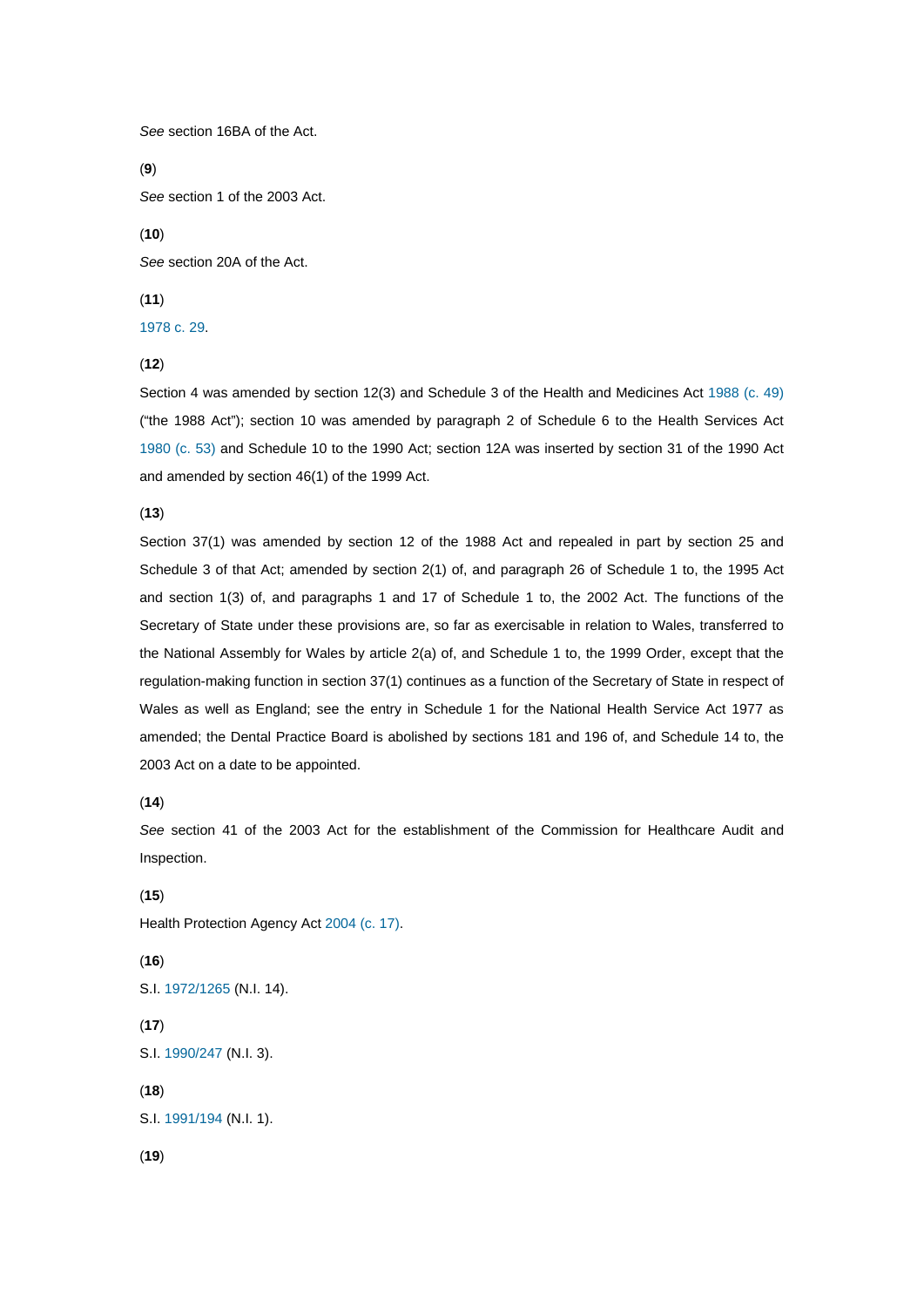*See* section 16BA of the Act.

(**9**)

*See* section 1 of the 2003 Act.

(**10**)

*See* section 20A of the Act.

(**11**)

1978 c. 29.

(**12**)

Section 4 was amended by section 12(3) and Schedule 3 of the Health and Medicines Act 1988 (c. 49) ("the 1988 Act"); section 10 was amended by paragraph 2 of Schedule 6 to the Health Services Act 1980 (c. 53) and Schedule 10 to the 1990 Act; section 12A was inserted by section 31 of the 1990 Act and amended by section 46(1) of the 1999 Act.

(**13**)

Section 37(1) was amended by section 12 of the 1988 Act and repealed in part by section 25 and Schedule 3 of that Act; amended by section 2(1) of, and paragraph 26 of Schedule 1 to, the 1995 Act and section 1(3) of, and paragraphs 1 and 17 of Schedule 1 to, the 2002 Act. The functions of the Secretary of State under these provisions are, so far as exercisable in relation to Wales, transferred to the National Assembly for Wales by article 2(a) of, and Schedule 1 to, the 1999 Order, except that the regulation-making function in section 37(1) continues as a function of the Secretary of State in respect of Wales as well as England; see the entry in Schedule 1 for the National Health Service Act 1977 as amended; the Dental Practice Board is abolished by sections 181 and 196 of, and Schedule 14 to, the 2003 Act on a date to be appointed.

(**14**)

*See* section 41 of the 2003 Act for the establishment of the Commission for Healthcare Audit and Inspection.

(**15**)

Health Protection Agency Act 2004 (c. 17).

(**16**)

S.I. 1972/1265 (N.I. 14).

(**17**)

S.I. 1990/247 (N.I. 3).

(**18**)

S.I. 1991/194 (N.I. 1).

(**19**)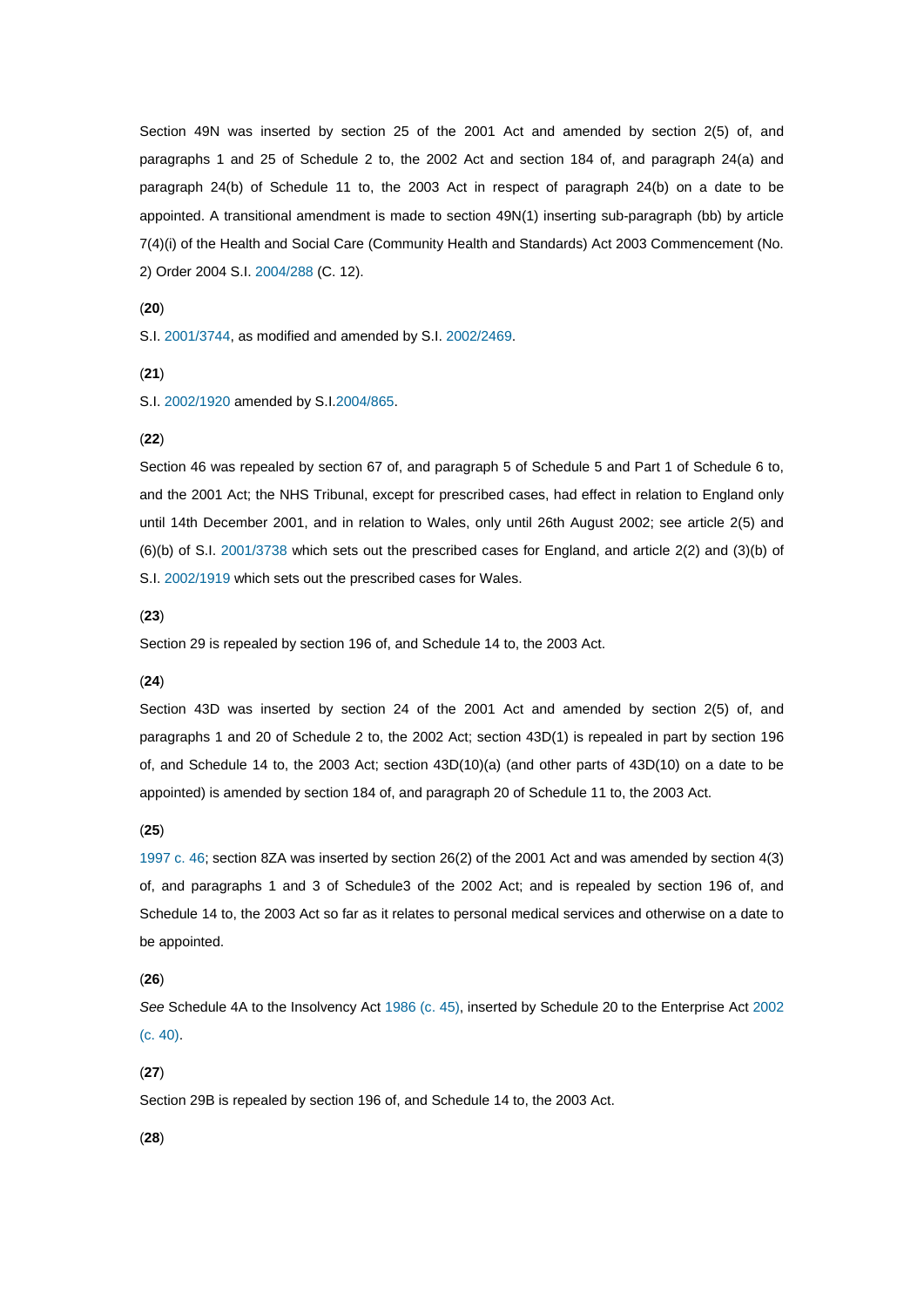Section 49N was inserted by section 25 of the 2001 Act and amended by section 2(5) of, and paragraphs 1 and 25 of Schedule 2 to, the 2002 Act and section 184 of, and paragraph 24(a) and paragraph 24(b) of Schedule 11 to, the 2003 Act in respect of paragraph 24(b) on a date to be appointed. A transitional amendment is made to section 49N(1) inserting sub-paragraph (bb) by article 7(4)(i) of the Health and Social Care (Community Health and Standards) Act 2003 Commencement (No. 2) Order 2004 S.I. 2004/288 (C. 12).

(**20**)

S.I. 2001/3744, as modified and amended by S.I. 2002/2469.

(**21**)

S.I. 2002/1920 amended by S.I.2004/865.

(**22**)

Section 46 was repealed by section 67 of, and paragraph 5 of Schedule 5 and Part 1 of Schedule 6 to, and the 2001 Act; the NHS Tribunal, except for prescribed cases, had effect in relation to England only until 14th December 2001, and in relation to Wales, only until 26th August 2002; see article 2(5) and (6)(b) of S.I. 2001/3738 which sets out the prescribed cases for England, and article 2(2) and (3)(b) of S.I. 2002/1919 which sets out the prescribed cases for Wales.

(**23**)

Section 29 is repealed by section 196 of, and Schedule 14 to, the 2003 Act.

(**24**)

Section 43D was inserted by section 24 of the 2001 Act and amended by section 2(5) of, and paragraphs 1 and 20 of Schedule 2 to, the 2002 Act; section 43D(1) is repealed in part by section 196 of, and Schedule 14 to, the 2003 Act; section 43D(10)(a) (and other parts of 43D(10) on a date to be appointed) is amended by section 184 of, and paragraph 20 of Schedule 11 to, the 2003 Act.

(**25**)

1997 c. 46; section 8ZA was inserted by section 26(2) of the 2001 Act and was amended by section 4(3) of, and paragraphs 1 and 3 of Schedule3 of the 2002 Act; and is repealed by section 196 of, and Schedule 14 to, the 2003 Act so far as it relates to personal medical services and otherwise on a date to be appointed.

(**26**)

*See* Schedule 4A to the Insolvency Act 1986 (c. 45), inserted by Schedule 20 to the Enterprise Act 2002 (c. 40).

(**27**)

Section 29B is repealed by section 196 of, and Schedule 14 to, the 2003 Act.

(**28**)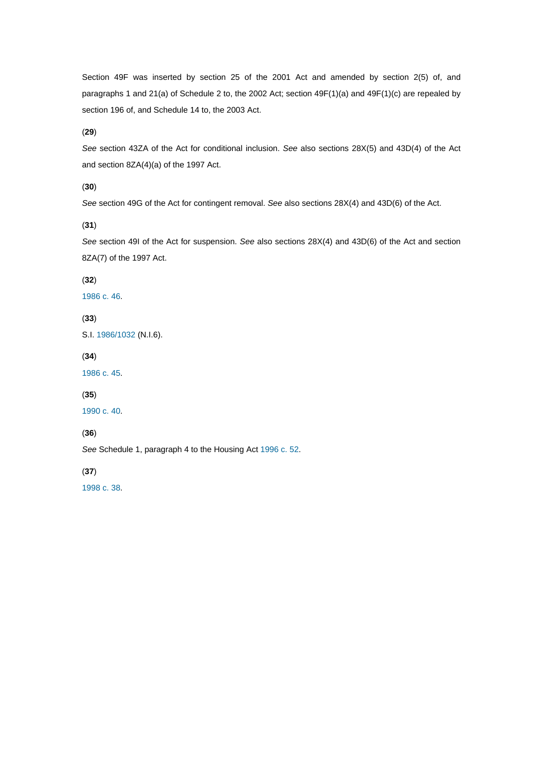Section 49F was inserted by section 25 of the 2001 Act and amended by section 2(5) of, and paragraphs 1 and 21(a) of Schedule 2 to, the 2002 Act; section 49F(1)(a) and 49F(1)(c) are repealed by section 196 of, and Schedule 14 to, the 2003 Act.

(**29**)

*See* section 43ZA of the Act for conditional inclusion. *See* also sections 28X(5) and 43D(4) of the Act and section 8ZA(4)(a) of the 1997 Act.

(**30**)

*See* section 49G of the Act for contingent removal. *See* also sections 28X(4) and 43D(6) of the Act.

(**31**)

*See* section 49I of the Act for suspension. *See* also sections 28X(4) and 43D(6) of the Act and section 8ZA(7) of the 1997 Act.

(**32**)

1986 c. 46.

(**33**)

S.I. 1986/1032 (N.I.6).

(**34**)

1986 c. 45.

(**35**)

1990 c. 40.

(**36**)

*See* Schedule 1, paragraph 4 to the Housing Act 1996 c. 52.

(**37**)

1998 c. 38.